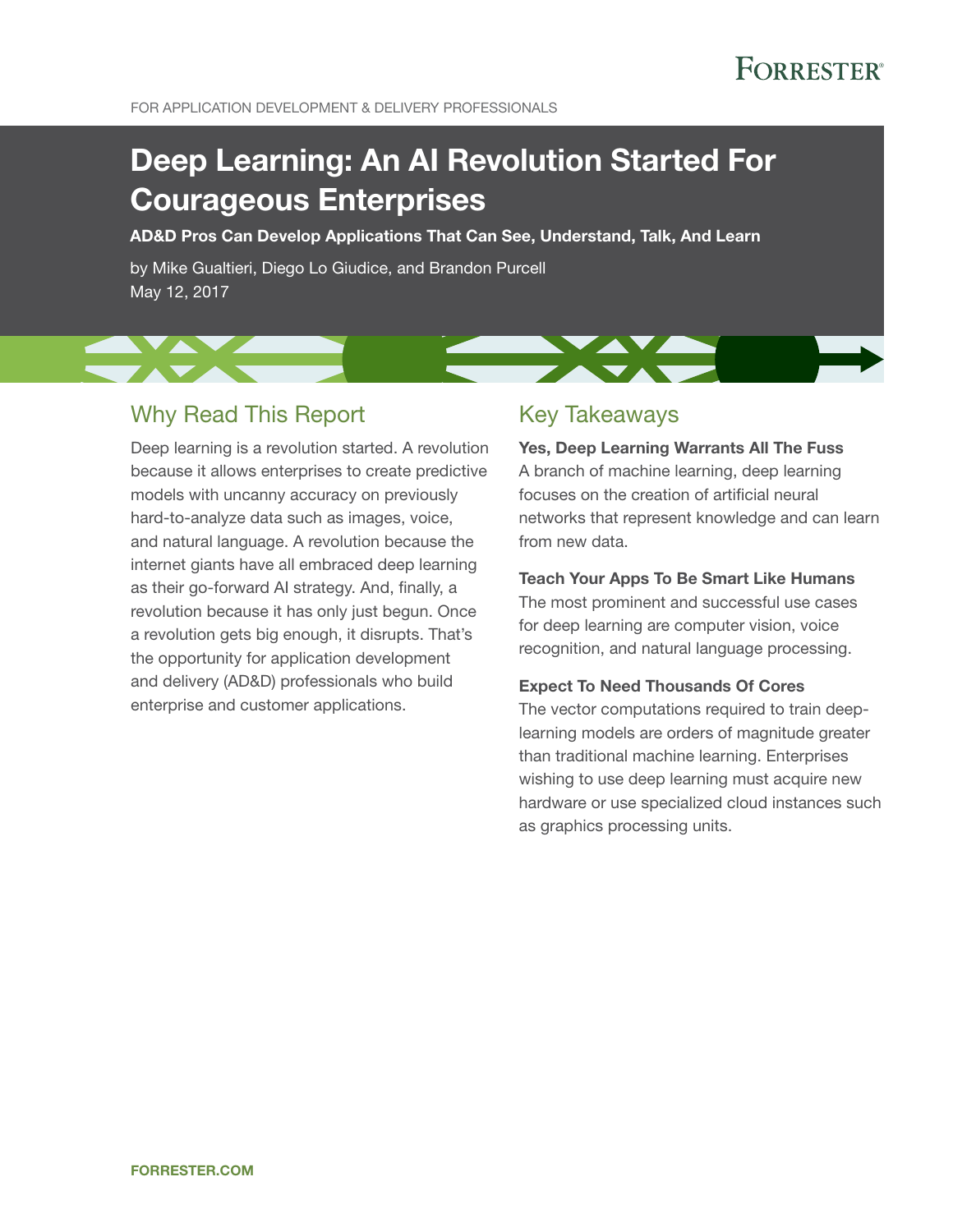FOR APPLICATION DEVELOPMENT & DELIVERY PROFESSIONALS

# Deep Learning: An AI Revolution Started For Courageous Enterprises

**AD&D Pros Can Develop Applications That Can See, Understand, Talk, And Learn**

by Mike Gualtieri, Diego Lo Giudice, and Brandon Purcell
May 12, 2017

## Why Read This Report

Deep learning is a revolution started. A revolution because it allows enterprises to create predictive models with uncanny accuracy on previously hard-to-analyze data such as images, voice, and natural language. A revolution because the internet giants have all embraced deep learning as their go-forward AI strategy. And, finally, a revolution because it has only just begun. Once a revolution gets big enough, it disrupts. That's the opportunity for application development and delivery (AD&D) professionals who build enterprise and customer applications.

## Key Takeaways

**Yes, Deep Learning Warrants All The Fuss**
A branch of machine learning, deep learning focuses on the creation of artificial neural networks that represent knowledge and can learn from new data.

**Teach Your Apps To Be Smart Like Humans**
The most prominent and successful use cases for deep learning are computer vision, voice recognition, and natural language processing.

**Expect To Need Thousands Of Cores**
The vector computations required to train deep-learning models are orders of magnitude greater than traditional machine learning. Enterprises wishing to use deep learning must acquire new hardware or use specialized cloud instances such as graphics processing units.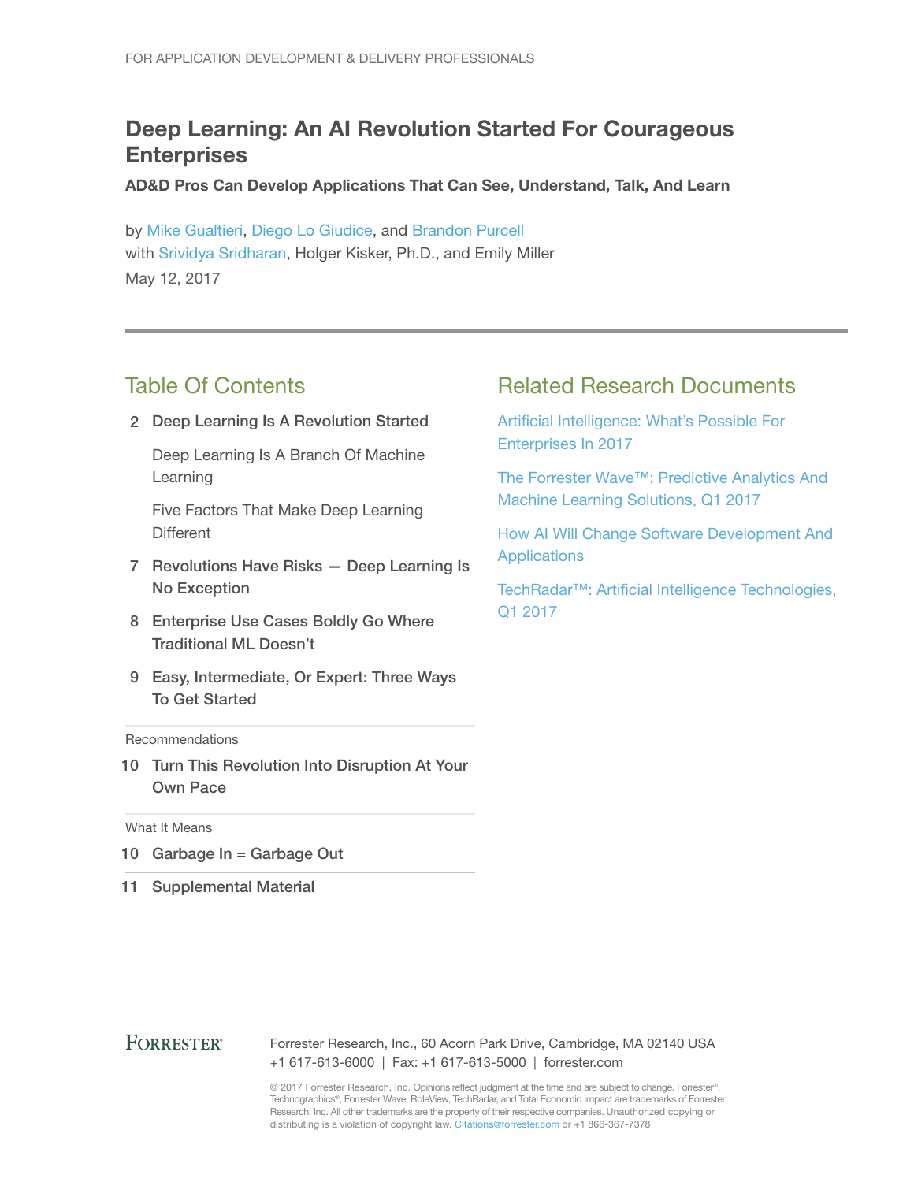FOR APPLICATION DEVELOPMENT & DELIVERY PROFESSIONALS

# Deep Learning: An AI Revolution Started For Courageous Enterprises

**AD&D Pros Can Develop Applications That Can See, Understand, Talk, And Learn**

by Mike Gualtieri, Diego Lo Giudice, and Brandon Purcell
with Srividya Sridharan, Holger Kisker, Ph.D., and Emily Miller
May 12, 2017

## Table Of Contents

2 Deep Learning Is A Revolution Started

- Deep Learning Is A Branch Of Machine Learning
- Five Factors That Make Deep Learning Different

7 Revolutions Have Risks — Deep Learning Is No Exception

8 Enterprise Use Cases Boldly Go Where Traditional ML Doesn't

9 Easy, Intermediate, Or Expert: Three Ways To Get Started

Recommendations

10 Turn This Revolution Into Disruption At Your Own Pace

What It Means

10 Garbage In = Garbage Out

11 Supplemental Material

## Related Research Documents

Artificial Intelligence: What's Possible For Enterprises In 2017

The Forrester Wave™: Predictive Analytics And Machine Learning Solutions, Q1 2017

How AI Will Change Software Development And Applications

TechRadar™: Artificial Intelligence Technologies, Q1 2017

FORRESTER®

Forrester Research, Inc., 60 Acorn Park Drive, Cambridge, MA 02140 USA
+1 617-613-6000 | Fax: +1 617-613-5000 | forrester.com

© 2017 Forrester Research, Inc. Opinions reflect judgment at the time and are subject to change. Forrester®, Technographics®, Forrester Wave, RoleView, TechRadar, and Total Economic Impact are trademarks of Forrester Research, Inc. All other trademarks are the property of their respective companies. Unauthorized copying or distributing is a violation of copyright law. Citations@forrester.com or +1 866-367-7378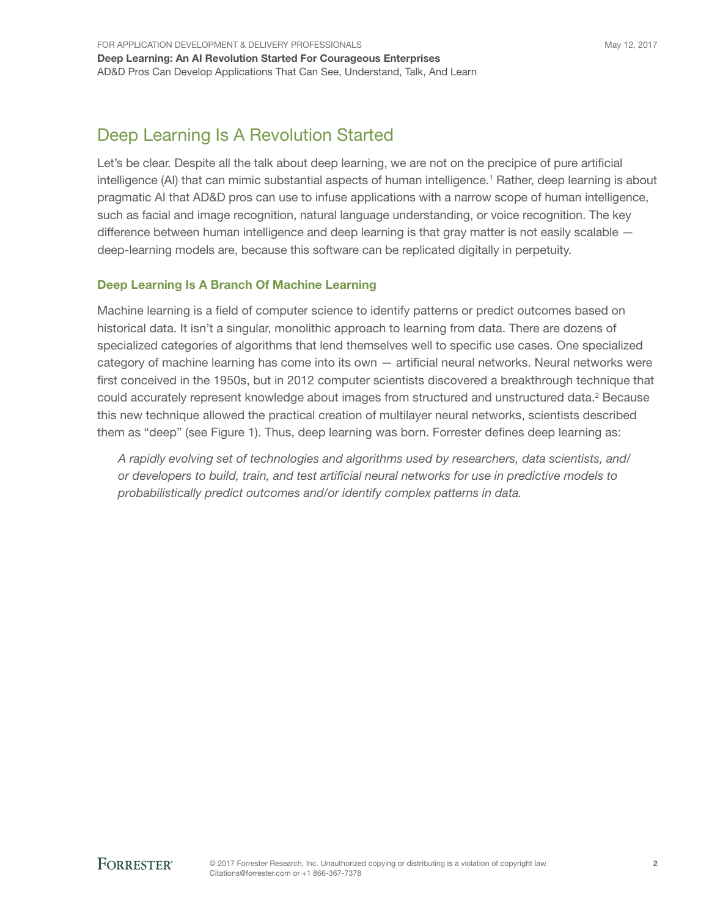## Deep Learning Is A Revolution Started

Let's be clear. Despite all the talk about deep learning, we are not on the precipice of pure artificial intelligence (AI) that can mimic substantial aspects of human intelligence.[1] Rather, deep learning is about pragmatic AI that AD&D pros can use to infuse applications with a narrow scope of human intelligence, such as facial and image recognition, natural language understanding, or voice recognition. The key difference between human intelligence and deep learning is that gray matter is not easily scalable — deep-learning models are, because this software can be replicated digitally in perpetuity.

### Deep Learning Is A Branch Of Machine Learning

Machine learning is a field of computer science to identify patterns or predict outcomes based on historical data. It isn't a singular, monolithic approach to learning from data. There are dozens of specialized categories of algorithms that lend themselves well to specific use cases. One specialized category of machine learning has come into its own — artificial neural networks. Neural networks were first conceived in the 1950s, but in 2012 computer scientists discovered a breakthrough technique that could accurately represent knowledge about images from structured and unstructured data.[2] Because this new technique allowed the practical creation of multilayer neural networks, scientists described them as "deep" (see Figure 1). Thus, deep learning was born. Forrester defines deep learning as:

> *A rapidly evolving set of technologies and algorithms used by researchers, data scientists, and/or developers to build, train, and test artificial neural networks for use in predictive models to probabilistically predict outcomes and/or identify complex patterns in data.*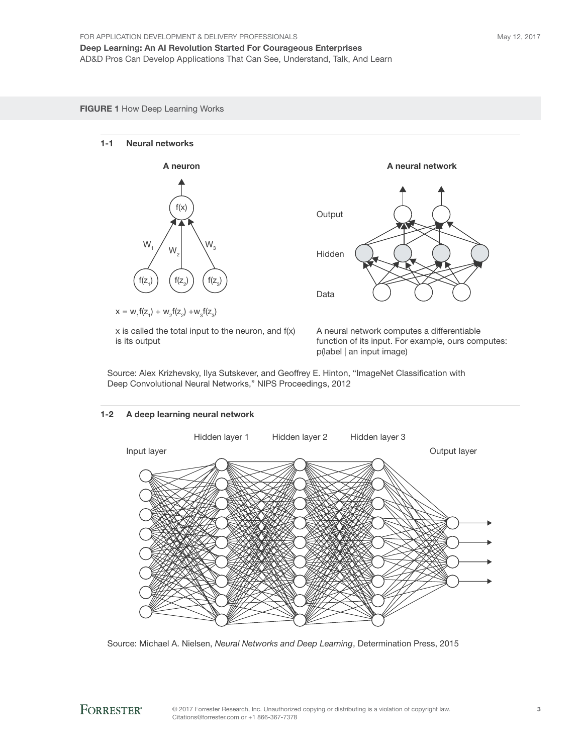**FIGURE 1** How Deep Learning Works

**1-1 Neural networks**

**A neuron**

$x = w_1f(z_1) + w_2f(z_2) + w_3f(z_3)$

x is called the total input to the neuron, and f(x) is its output

**A neural network**

A neural network computes a differentiable function of its input. For example, ours computes: p(label | an input image)

Source: Alex Krizhevsky, Ilya Sutskever, and Geoffrey E. Hinton, "ImageNet Classification with Deep Convolutional Neural Networks," NIPS Proceedings, 2012

**1-2 A deep learning neural network**

Source: Michael A. Nielsen, *Neural Networks and Deep Learning*, Determination Press, 2015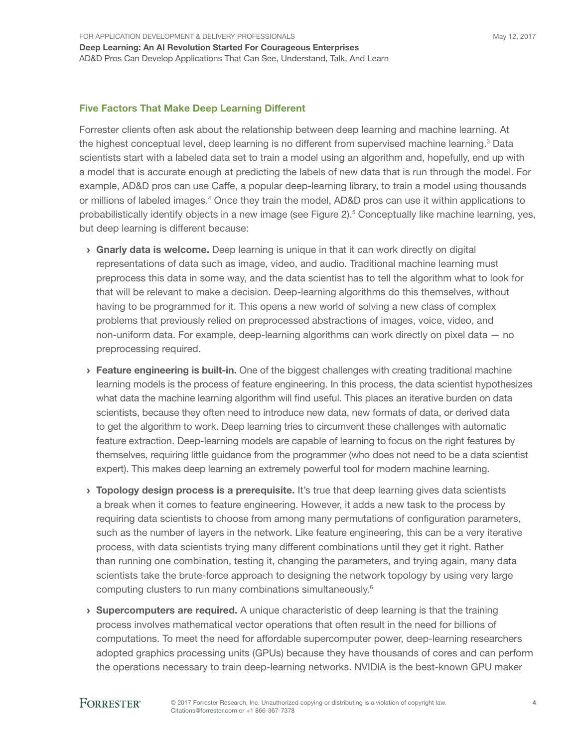## Five Factors That Make Deep Learning Different

Forrester clients often ask about the relationship between deep learning and machine learning. At the highest conceptual level, deep learning is no different from supervised machine learning.[3] Data scientists start with a labeled data set to train a model using an algorithm and, hopefully, end up with a model that is accurate enough at predicting the labels of new data that is run through the model. For example, AD&D pros can use Caffe, a popular deep-learning library, to train a model using thousands or millions of labeled images.[4] Once they train the model, AD&D pros can use it within applications to probabilistically identify objects in a new image (see Figure 2).[5] Conceptually like machine learning, yes, but deep learning is different because:

- **Gnarly data is welcome.** Deep learning is unique in that it can work directly on digital representations of data such as image, video, and audio. Traditional machine learning must preprocess this data in some way, and the data scientist has to tell the algorithm what to look for that will be relevant to make a decision. Deep-learning algorithms do this themselves, without having to be programmed for it. This opens a new world of solving a new class of complex problems that previously relied on preprocessed abstractions of images, voice, video, and non-uniform data. For example, deep-learning algorithms can work directly on pixel data — no preprocessing required.

- **Feature engineering is built-in.** One of the biggest challenges with creating traditional machine learning models is the process of feature engineering. In this process, the data scientist hypothesizes what data the machine learning algorithm will find useful. This places an iterative burden on data scientists, because they often need to introduce new data, new formats of data, or derived data to get the algorithm to work. Deep learning tries to circumvent these challenges with automatic feature extraction. Deep-learning models are capable of learning to focus on the right features by themselves, requiring little guidance from the programmer (who does not need to be a data scientist expert). This makes deep learning an extremely powerful tool for modern machine learning.

- **Topology design process is a prerequisite.** It's true that deep learning gives data scientists a break when it comes to feature engineering. However, it adds a new task to the process by requiring data scientists to choose from among many permutations of configuration parameters, such as the number of layers in the network. Like feature engineering, this can be a very iterative process, with data scientists trying many different combinations until they get it right. Rather than running one combination, testing it, changing the parameters, and trying again, many data scientists take the brute-force approach to designing the network topology by using very large computing clusters to run many combinations simultaneously.[6]

- **Supercomputers are required.** A unique characteristic of deep learning is that the training process involves mathematical vector operations that often result in the need for billions of computations. To meet the need for affordable supercomputer power, deep-learning researchers adopted graphics processing units (GPUs) because they have thousands of cores and can perform the operations necessary to train deep-learning networks. NVIDIA is the best-known GPU maker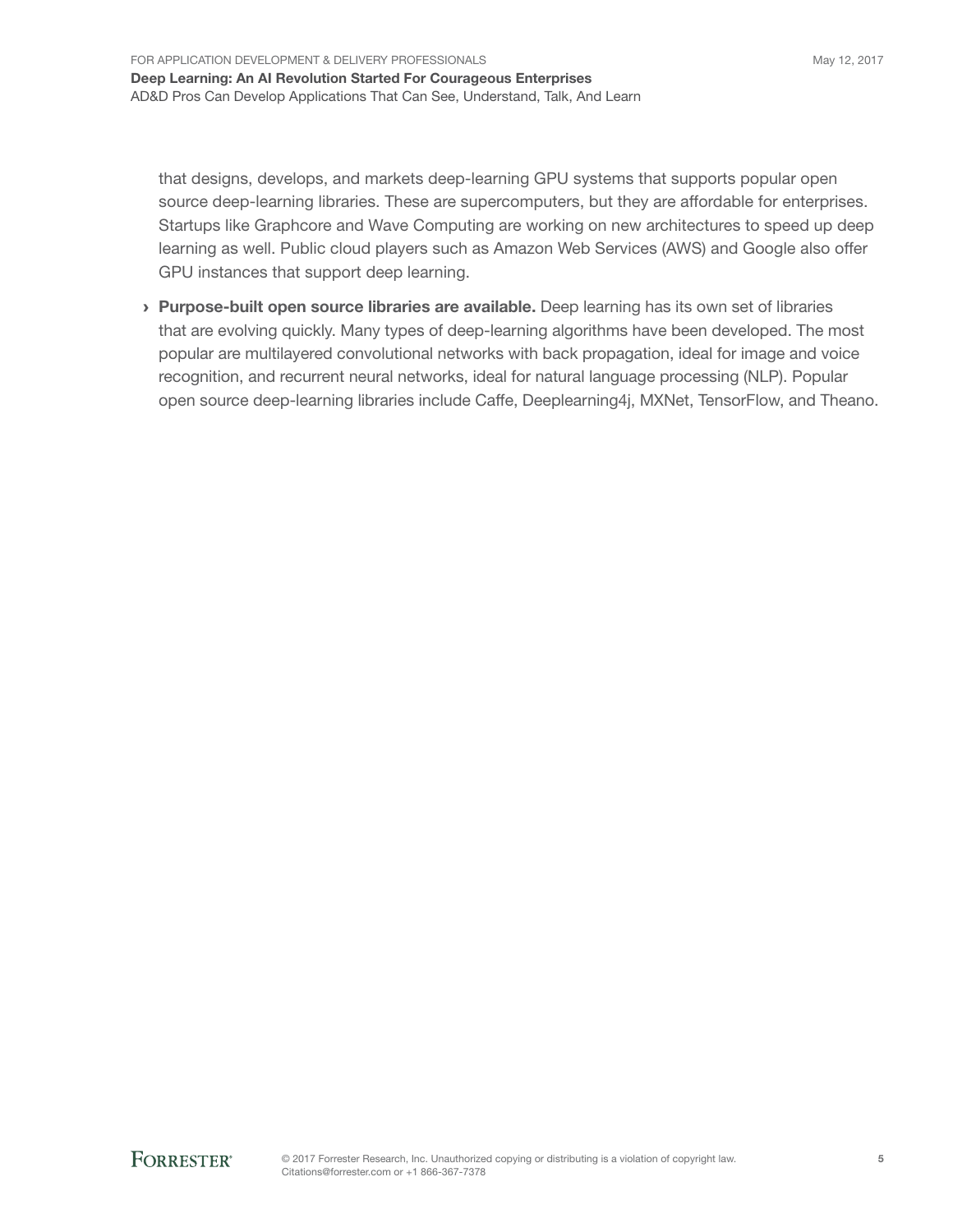that designs, develops, and markets deep-learning GPU systems that supports popular open source deep-learning libraries. These are supercomputers, but they are affordable for enterprises. Startups like Graphcore and Wave Computing are working on new architectures to speed up deep learning as well. Public cloud players such as Amazon Web Services (AWS) and Google also offer GPU instances that support deep learning.

- **Purpose-built open source libraries are available.** Deep learning has its own set of libraries that are evolving quickly. Many types of deep-learning algorithms have been developed. The most popular are multilayered convolutional networks with back propagation, ideal for image and voice recognition, and recurrent neural networks, ideal for natural language processing (NLP). Popular open source deep-learning libraries include Caffe, Deeplearning4j, MXNet, TensorFlow, and Theano.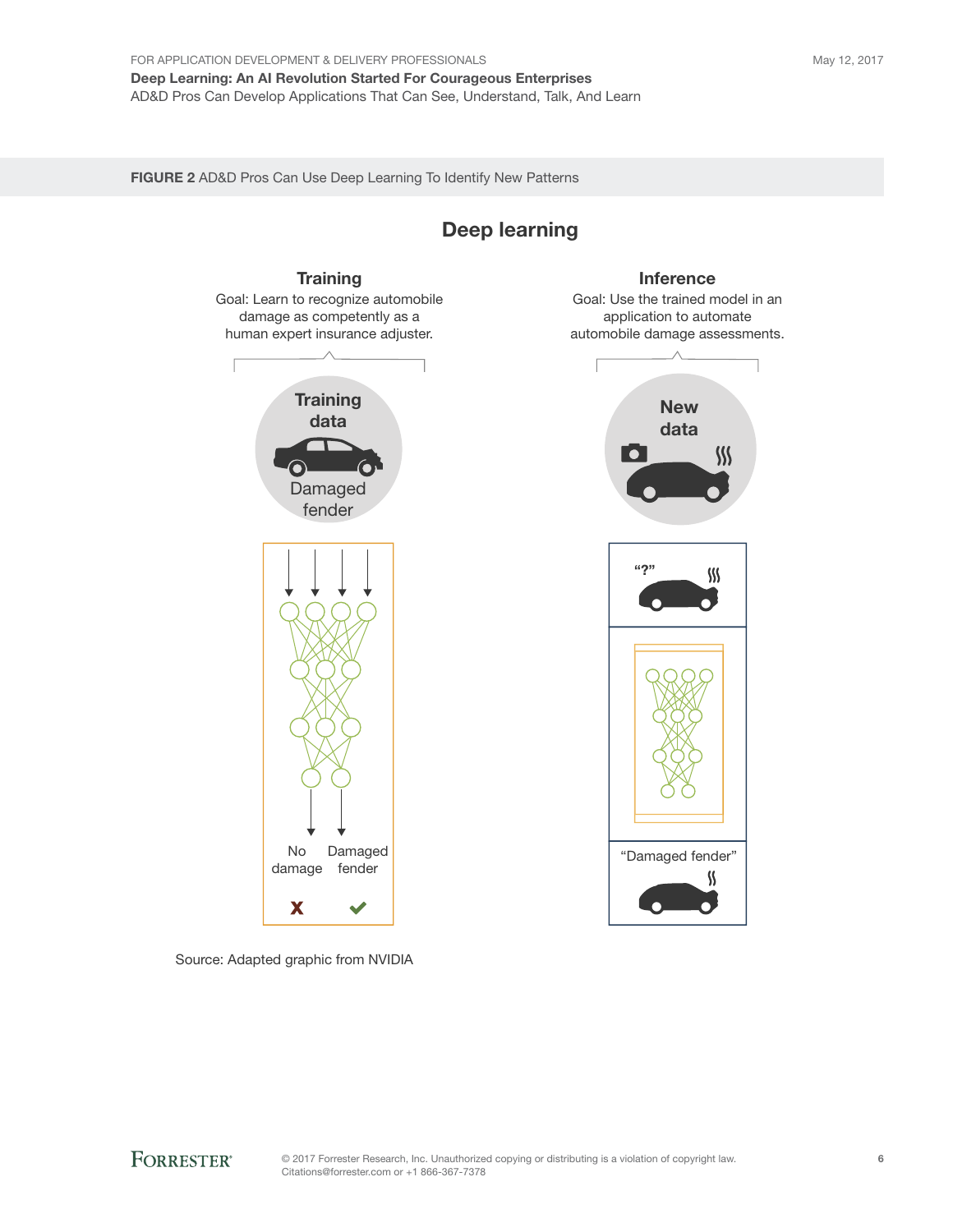**FIGURE 2** AD&D Pros Can Use Deep Learning To Identify New Patterns

## Deep learning

### Training

Goal: Learn to recognize automobile damage as competently as a human expert insurance adjuster.

Training data

Damaged fender

No damage | Damaged fender

### Inference

Goal: Use the trained model in an application to automate automobile damage assessments.

New data

"?"

"Damaged fender"

Source: Adapted graphic from NVIDIA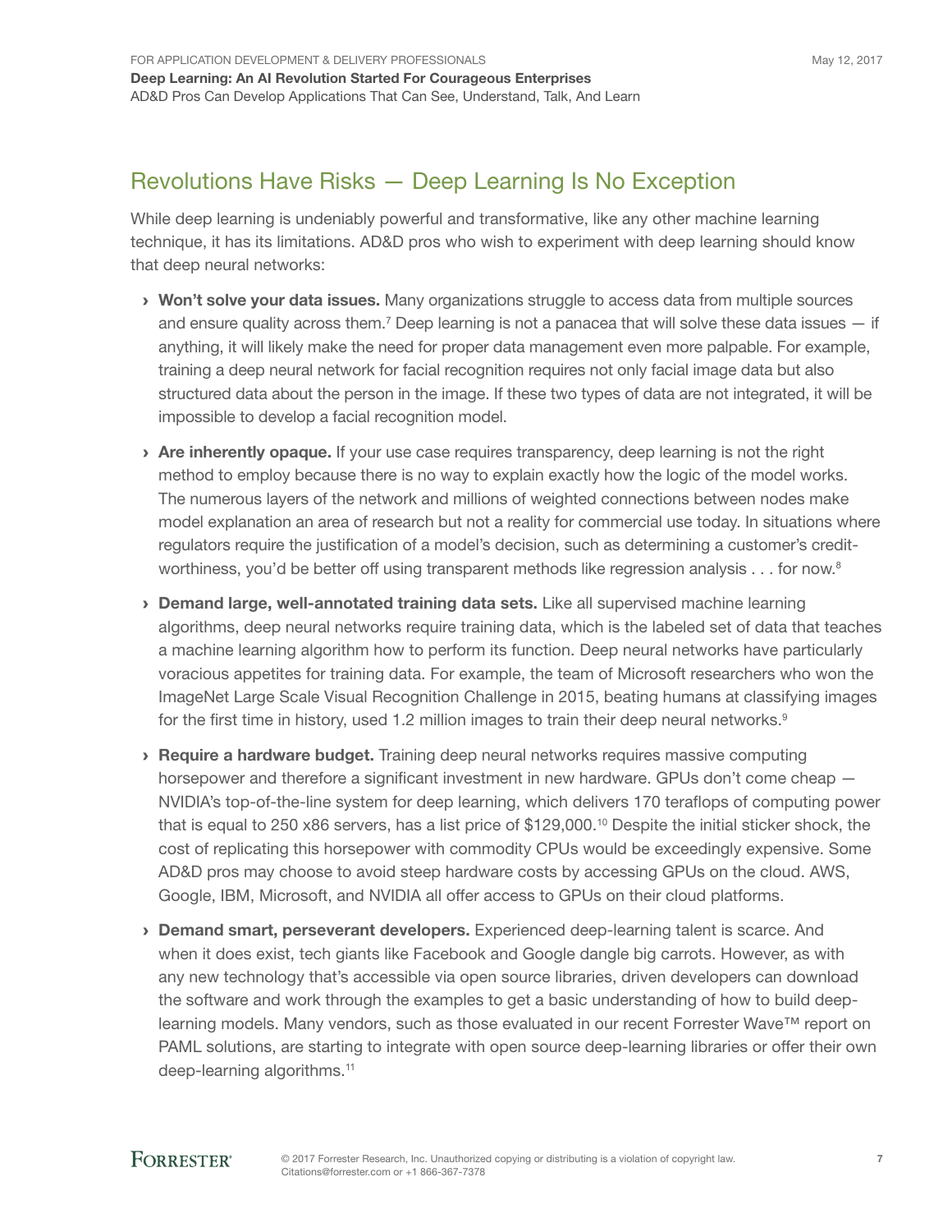## Revolutions Have Risks — Deep Learning Is No Exception

While deep learning is undeniably powerful and transformative, like any other machine learning technique, it has its limitations. AD&D pros who wish to experiment with deep learning should know that deep neural networks:

› **Won't solve your data issues.** Many organizations struggle to access data from multiple sources and ensure quality across them.[7] Deep learning is not a panacea that will solve these data issues — if anything, it will likely make the need for proper data management even more palpable. For example, training a deep neural network for facial recognition requires not only facial image data but also structured data about the person in the image. If these two types of data are not integrated, it will be impossible to develop a facial recognition model.

› **Are inherently opaque.** If your use case requires transparency, deep learning is not the right method to employ because there is no way to explain exactly how the logic of the model works. The numerous layers of the network and millions of weighted connections between nodes make model explanation an area of research but not a reality for commercial use today. In situations where regulators require the justification of a model's decision, such as determining a customer's credit-worthiness, you'd be better off using transparent methods like regression analysis . . . for now.[8]

› **Demand large, well-annotated training data sets.** Like all supervised machine learning algorithms, deep neural networks require training data, which is the labeled set of data that teaches a machine learning algorithm how to perform its function. Deep neural networks have particularly voracious appetites for training data. For example, the team of Microsoft researchers who won the ImageNet Large Scale Visual Recognition Challenge in 2015, beating humans at classifying images for the first time in history, used 1.2 million images to train their deep neural networks.[9]

› **Require a hardware budget.** Training deep neural networks requires massive computing horsepower and therefore a significant investment in new hardware. GPUs don't come cheap — NVIDIA's top-of-the-line system for deep learning, which delivers 170 teraflops of computing power that is equal to 250 x86 servers, has a list price of $129,000.[10] Despite the initial sticker shock, the cost of replicating this horsepower with commodity CPUs would be exceedingly expensive. Some AD&D pros may choose to avoid steep hardware costs by accessing GPUs on the cloud. AWS, Google, IBM, Microsoft, and NVIDIA all offer access to GPUs on their cloud platforms.

› **Demand smart, perseverant developers.** Experienced deep-learning talent is scarce. And when it does exist, tech giants like Facebook and Google dangle big carrots. However, as with any new technology that's accessible via open source libraries, driven developers can download the software and work through the examples to get a basic understanding of how to build deep-learning models. Many vendors, such as those evaluated in our recent Forrester Wave™ report on PAML solutions, are starting to integrate with open source deep-learning libraries or offer their own deep-learning algorithms.[11]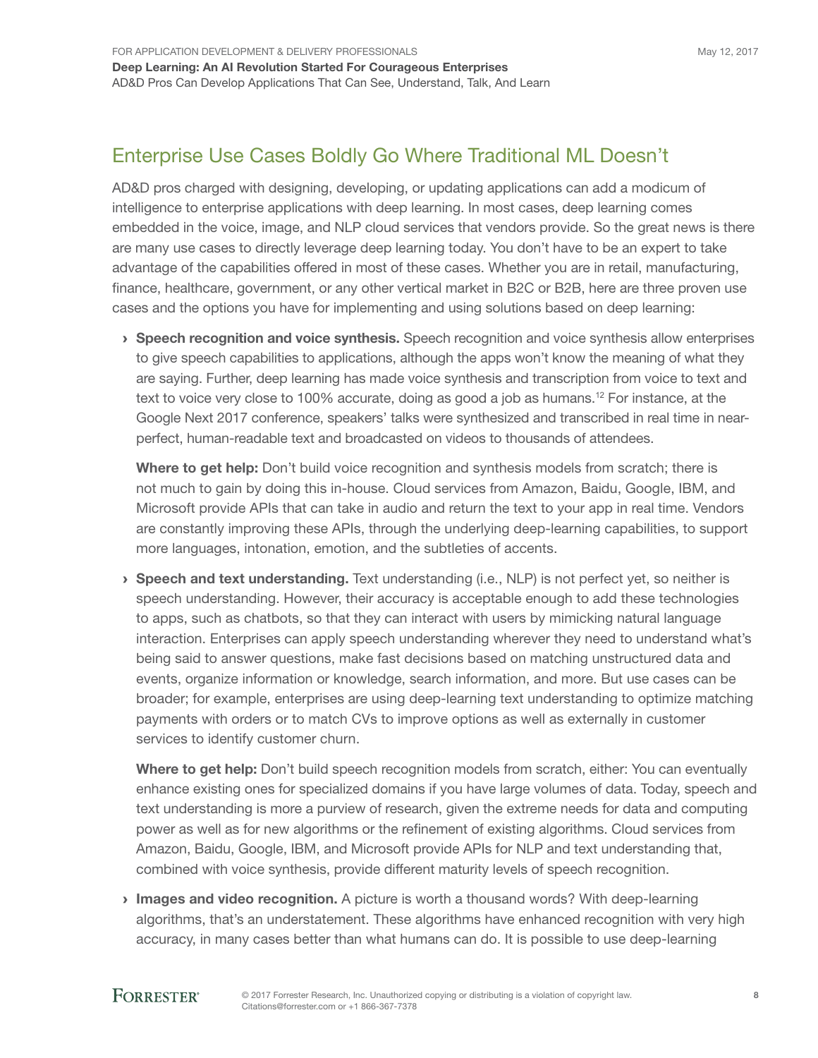## Enterprise Use Cases Boldly Go Where Traditional ML Doesn't

AD&D pros charged with designing, developing, or updating applications can add a modicum of intelligence to enterprise applications with deep learning. In most cases, deep learning comes embedded in the voice, image, and NLP cloud services that vendors provide. So the great news is there are many use cases to directly leverage deep learning today. You don't have to be an expert to take advantage of the capabilities offered in most of these cases. Whether you are in retail, manufacturing, finance, healthcare, government, or any other vertical market in B2C or B2B, here are three proven use cases and the options you have for implementing and using solutions based on deep learning:

- **Speech recognition and voice synthesis.** Speech recognition and voice synthesis allow enterprises to give speech capabilities to applications, although the apps won't know the meaning of what they are saying. Further, deep learning has made voice synthesis and transcription from voice to text and text to voice very close to 100% accurate, doing as good a job as humans.[12] For instance, at the Google Next 2017 conference, speakers' talks were synthesized and transcribed in real time in near-perfect, human-readable text and broadcasted on videos to thousands of attendees.

  **Where to get help:** Don't build voice recognition and synthesis models from scratch; there is not much to gain by doing this in-house. Cloud services from Amazon, Baidu, Google, IBM, and Microsoft provide APIs that can take in audio and return the text to your app in real time. Vendors are constantly improving these APIs, through the underlying deep-learning capabilities, to support more languages, intonation, emotion, and the subtleties of accents.

- **Speech and text understanding.** Text understanding (i.e., NLP) is not perfect yet, so neither is speech understanding. However, their accuracy is acceptable enough to add these technologies to apps, such as chatbots, so that they can interact with users by mimicking natural language interaction. Enterprises can apply speech understanding wherever they need to understand what's being said to answer questions, make fast decisions based on matching unstructured data and events, organize information or knowledge, search information, and more. But use cases can be broader; for example, enterprises are using deep-learning text understanding to optimize matching payments with orders or to match CVs to improve options as well as externally in customer services to identify customer churn.

  **Where to get help:** Don't build speech recognition models from scratch, either: You can eventually enhance existing ones for specialized domains if you have large volumes of data. Today, speech and text understanding is more a purview of research, given the extreme needs for data and computing power as well as for new algorithms or the refinement of existing algorithms. Cloud services from Amazon, Baidu, Google, IBM, and Microsoft provide APIs for NLP and text understanding that, combined with voice synthesis, provide different maturity levels of speech recognition.

- **Images and video recognition.** A picture is worth a thousand words? With deep-learning algorithms, that's an understatement. These algorithms have enhanced recognition with very high accuracy, in many cases better than what humans can do. It is possible to use deep-learning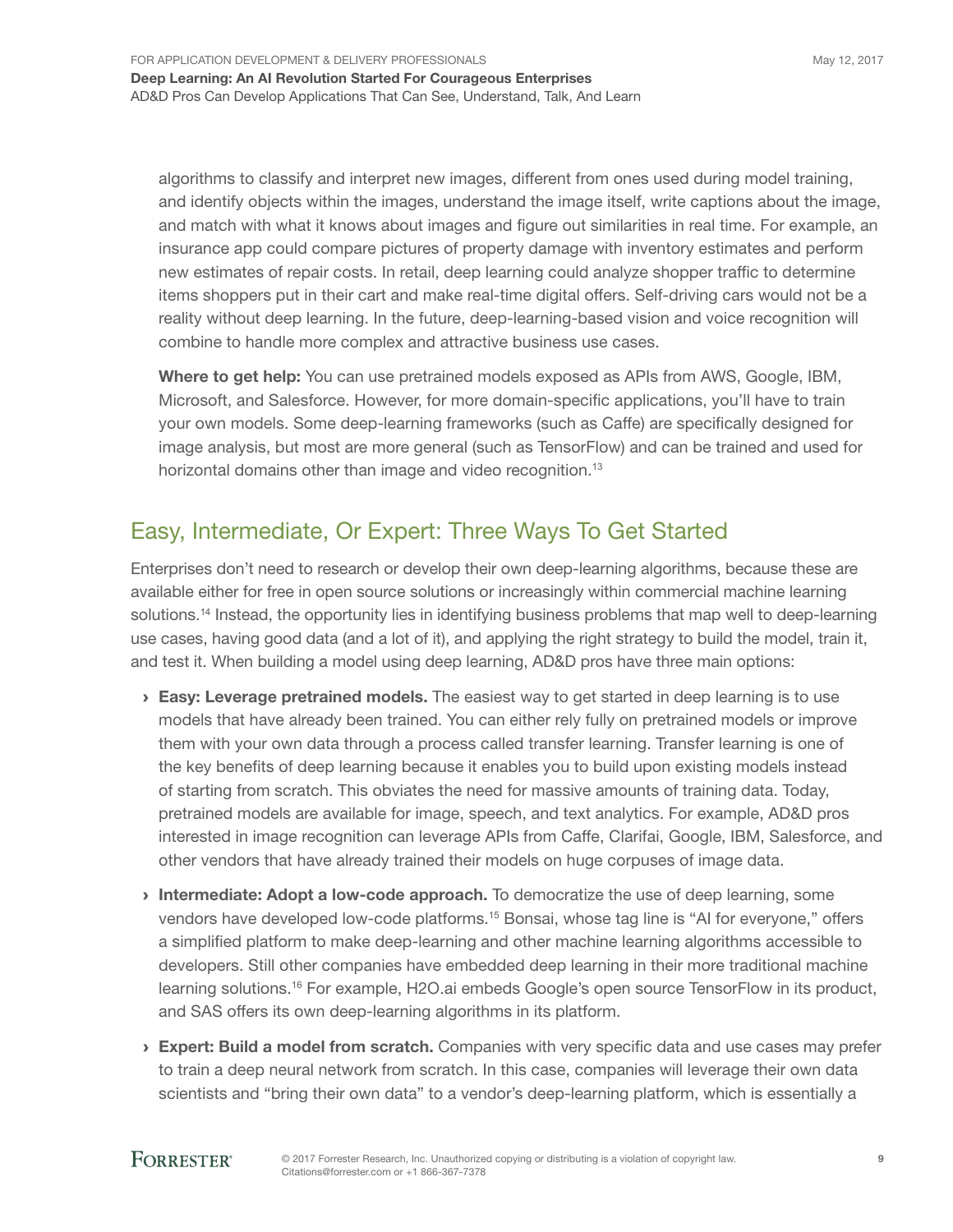algorithms to classify and interpret new images, different from ones used during model training, and identify objects within the images, understand the image itself, write captions about the image, and match with what it knows about images and figure out similarities in real time. For example, an insurance app could compare pictures of property damage with inventory estimates and perform new estimates of repair costs. In retail, deep learning could analyze shopper traffic to determine items shoppers put in their cart and make real-time digital offers. Self-driving cars would not be a reality without deep learning. In the future, deep-learning-based vision and voice recognition will combine to handle more complex and attractive business use cases.

**Where to get help:** You can use pretrained models exposed as APIs from AWS, Google, IBM, Microsoft, and Salesforce. However, for more domain-specific applications, you'll have to train your own models. Some deep-learning frameworks (such as Caffe) are specifically designed for image analysis, but most are more general (such as TensorFlow) and can be trained and used for horizontal domains other than image and video recognition.[13]

## Easy, Intermediate, Or Expert: Three Ways To Get Started

Enterprises don't need to research or develop their own deep-learning algorithms, because these are available either for free in open source solutions or increasingly within commercial machine learning solutions.[14] Instead, the opportunity lies in identifying business problems that map well to deep-learning use cases, having good data (and a lot of it), and applying the right strategy to build the model, train it, and test it. When building a model using deep learning, AD&D pros have three main options:

- **Easy: Leverage pretrained models.** The easiest way to get started in deep learning is to use models that have already been trained. You can either rely fully on pretrained models or improve them with your own data through a process called transfer learning. Transfer learning is one of the key benefits of deep learning because it enables you to build upon existing models instead of starting from scratch. This obviates the need for massive amounts of training data. Today, pretrained models are available for image, speech, and text analytics. For example, AD&D pros interested in image recognition can leverage APIs from Caffe, Clarifai, Google, IBM, Salesforce, and other vendors that have already trained their models on huge corpuses of image data.
- **Intermediate: Adopt a low-code approach.** To democratize the use of deep learning, some vendors have developed low-code platforms.[15] Bonsai, whose tag line is "AI for everyone," offers a simplified platform to make deep-learning and other machine learning algorithms accessible to developers. Still other companies have embedded deep learning in their more traditional machine learning solutions.[16] For example, H2O.ai embeds Google's open source TensorFlow in its product, and SAS offers its own deep-learning algorithms in its platform.
- **Expert: Build a model from scratch.** Companies with very specific data and use cases may prefer to train a deep neural network from scratch. In this case, companies will leverage their own data scientists and "bring their own data" to a vendor's deep-learning platform, which is essentially a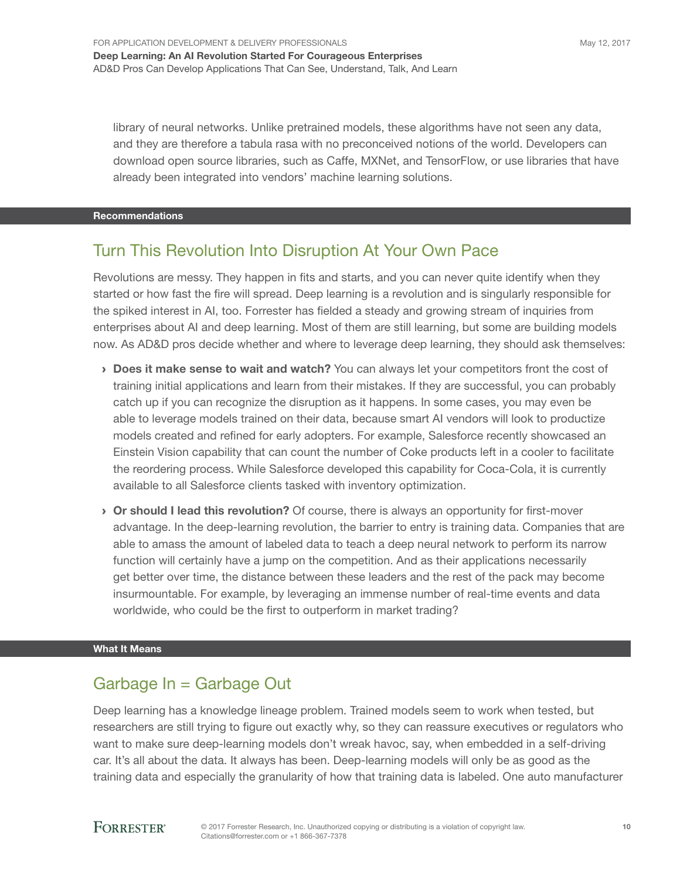library of neural networks. Unlike pretrained models, these algorithms have not seen any data, and they are therefore a tabula rasa with no preconceived notions of the world. Developers can download open source libraries, such as Caffe, MXNet, and TensorFlow, or use libraries that have already been integrated into vendors' machine learning solutions.

**Recommendations**

## Turn This Revolution Into Disruption At Your Own Pace

Revolutions are messy. They happen in fits and starts, and you can never quite identify when they started or how fast the fire will spread. Deep learning is a revolution and is singularly responsible for the spiked interest in AI, too. Forrester has fielded a steady and growing stream of inquiries from enterprises about AI and deep learning. Most of them are still learning, but some are building models now. As AD&D pros decide whether and where to leverage deep learning, they should ask themselves:

- **Does it make sense to wait and watch?** You can always let your competitors front the cost of training initial applications and learn from their mistakes. If they are successful, you can probably catch up if you can recognize the disruption as it happens. In some cases, you may even be able to leverage models trained on their data, because smart AI vendors will look to productize models created and refined for early adopters. For example, Salesforce recently showcased an Einstein Vision capability that can count the number of Coke products left in a cooler to facilitate the reordering process. While Salesforce developed this capability for Coca-Cola, it is currently available to all Salesforce clients tasked with inventory optimization.
- **Or should I lead this revolution?** Of course, there is always an opportunity for first-mover advantage. In the deep-learning revolution, the barrier to entry is training data. Companies that are able to amass the amount of labeled data to teach a deep neural network to perform its narrow function will certainly have a jump on the competition. And as their applications necessarily get better over time, the distance between these leaders and the rest of the pack may become insurmountable. For example, by leveraging an immense number of real-time events and data worldwide, who could be the first to outperform in market trading?

**What It Means**

## Garbage In = Garbage Out

Deep learning has a knowledge lineage problem. Trained models seem to work when tested, but researchers are still trying to figure out exactly why, so they can reassure executives or regulators who want to make sure deep-learning models don't wreak havoc, say, when embedded in a self-driving car. It's all about the data. It always has been. Deep-learning models will only be as good as the training data and especially the granularity of how that training data is labeled. One auto manufacturer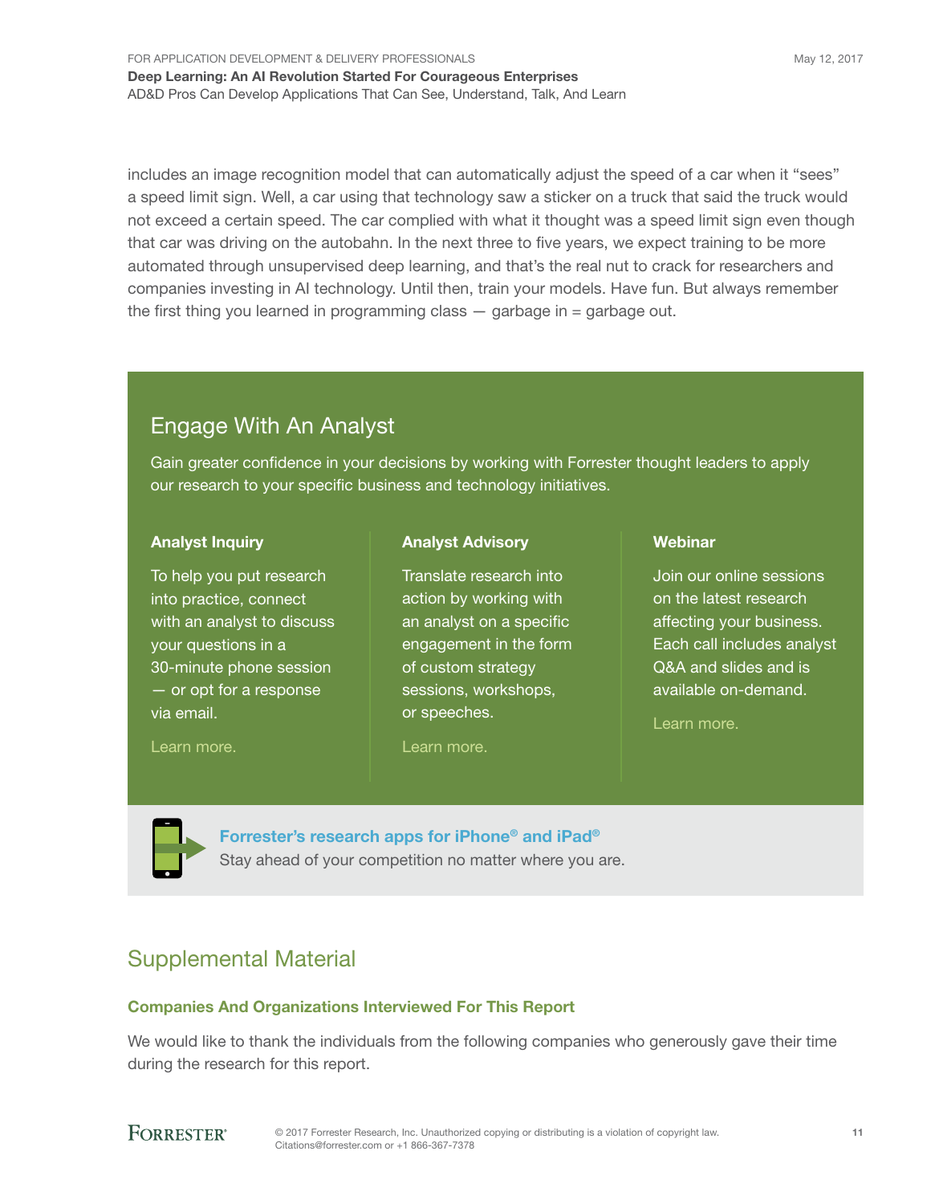includes an image recognition model that can automatically adjust the speed of a car when it "sees" a speed limit sign. Well, a car using that technology saw a sticker on a truck that said the truck would not exceed a certain speed. The car complied with what it thought was a speed limit sign even though that car was driving on the autobahn. In the next three to five years, we expect training to be more automated through unsupervised deep learning, and that's the real nut to crack for researchers and companies investing in AI technology. Until then, train your models. Have fun. But always remember the first thing you learned in programming class — garbage in = garbage out.

## Engage With An Analyst

Gain greater confidence in your decisions by working with Forrester thought leaders to apply our research to your specific business and technology initiatives.

**Analyst Inquiry**

To help you put research into practice, connect with an analyst to discuss your questions in a 30-minute phone session — or opt for a response via email.

Learn more.

**Analyst Advisory**

Translate research into action by working with an analyst on a specific engagement in the form of custom strategy sessions, workshops, or speeches.

Learn more.

**Webinar**

Join our online sessions on the latest research affecting your business. Each call includes analyst Q&A and slides and is available on-demand.

Learn more.

**Forrester's research apps for iPhone® and iPad®**

Stay ahead of your competition no matter where you are.

## Supplemental Material

### Companies And Organizations Interviewed For This Report

We would like to thank the individuals from the following companies who generously gave their time during the research for this report.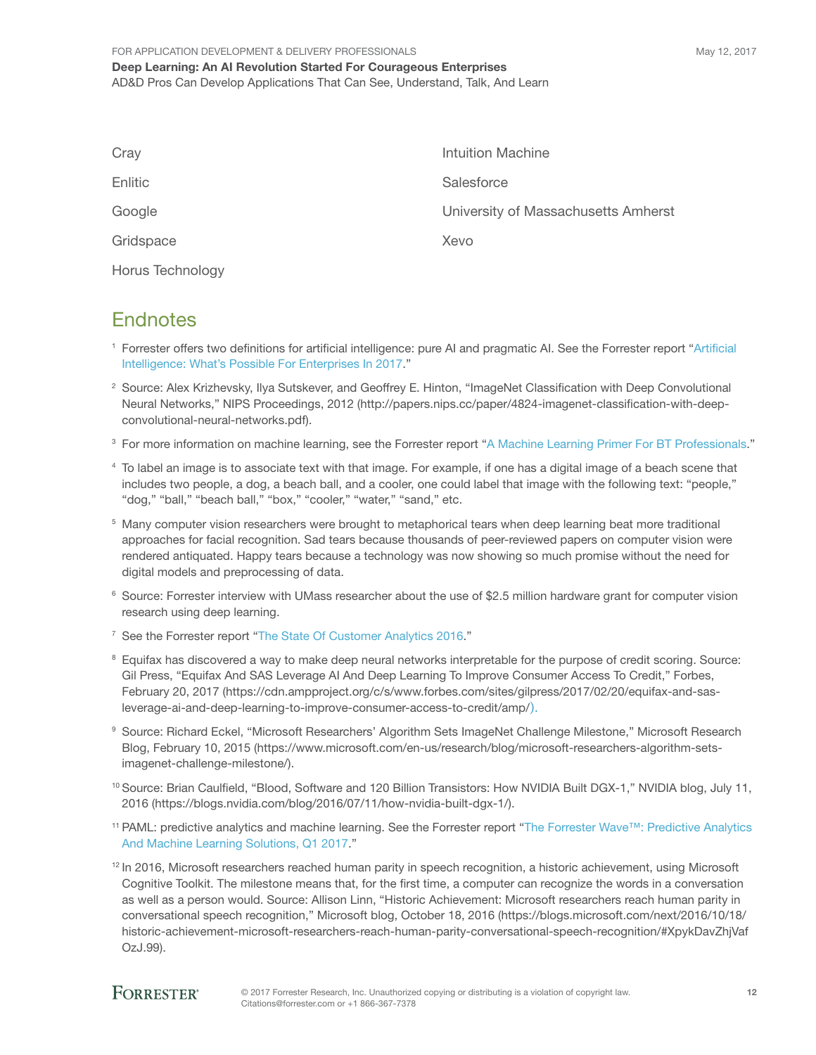Cray

Enlitic

Google

Gridspace

Horus Technology

Intuition Machine

Salesforce

University of Massachusetts Amherst

Xevo

## Endnotes

[1] Forrester offers two definitions for artificial intelligence: pure AI and pragmatic AI. See the Forrester report "Artificial Intelligence: What's Possible For Enterprises In 2017."

[2] Source: Alex Krizhevsky, Ilya Sutskever, and Geoffrey E. Hinton, "ImageNet Classification with Deep Convolutional Neural Networks," NIPS Proceedings, 2012 (http://papers.nips.cc/paper/4824-imagenet-classification-with-deep-convolutional-neural-networks.pdf).

[3] For more information on machine learning, see the Forrester report "A Machine Learning Primer For BT Professionals."

[4] To label an image is to associate text with that image. For example, if one has a digital image of a beach scene that includes two people, a dog, a beach ball, and a cooler, one could label that image with the following text: "people," "dog," "ball," "beach ball," "box," "cooler," "water," "sand," etc.

[5] Many computer vision researchers were brought to metaphorical tears when deep learning beat more traditional approaches for facial recognition. Sad tears because thousands of peer-reviewed papers on computer vision were rendered antiquated. Happy tears because a technology was now showing so much promise without the need for digital models and preprocessing of data.

[6] Source: Forrester interview with UMass researcher about the use of $2.5 million hardware grant for computer vision research using deep learning.

[7] See the Forrester report "The State Of Customer Analytics 2016."

[8] Equifax has discovered a way to make deep neural networks interpretable for the purpose of credit scoring. Source: Gil Press, "Equifax And SAS Leverage AI And Deep Learning To Improve Consumer Access To Credit," Forbes, February 20, 2017 (https://cdn.ampproject.org/c/s/www.forbes.com/sites/gilpress/2017/02/20/equifax-and-sas-leverage-ai-and-deep-learning-to-improve-consumer-access-to-credit/amp/).

[9] Source: Richard Eckel, "Microsoft Researchers' Algorithm Sets ImageNet Challenge Milestone," Microsoft Research Blog, February 10, 2015 (https://www.microsoft.com/en-us/research/blog/microsoft-researchers-algorithm-sets-imagenet-challenge-milestone/).

[10] Source: Brian Caulfield, "Blood, Software and 120 Billion Transistors: How NVIDIA Built DGX-1," NVIDIA blog, July 11, 2016 (https://blogs.nvidia.com/blog/2016/07/11/how-nvidia-built-dgx-1/).

[11] PAML: predictive analytics and machine learning. See the Forrester report "The Forrester Wave™: Predictive Analytics And Machine Learning Solutions, Q1 2017."

[12] In 2016, Microsoft researchers reached human parity in speech recognition, a historic achievement, using Microsoft Cognitive Toolkit. The milestone means that, for the first time, a computer can recognize the words in a conversation as well as a person would. Source: Allison Linn, "Historic Achievement: Microsoft researchers reach human parity in conversational speech recognition," Microsoft blog, October 18, 2016 (https://blogs.microsoft.com/next/2016/10/18/historic-achievement-microsoft-researchers-reach-human-parity-conversational-speech-recognition/#XpykDavZhjVafOzJ.99).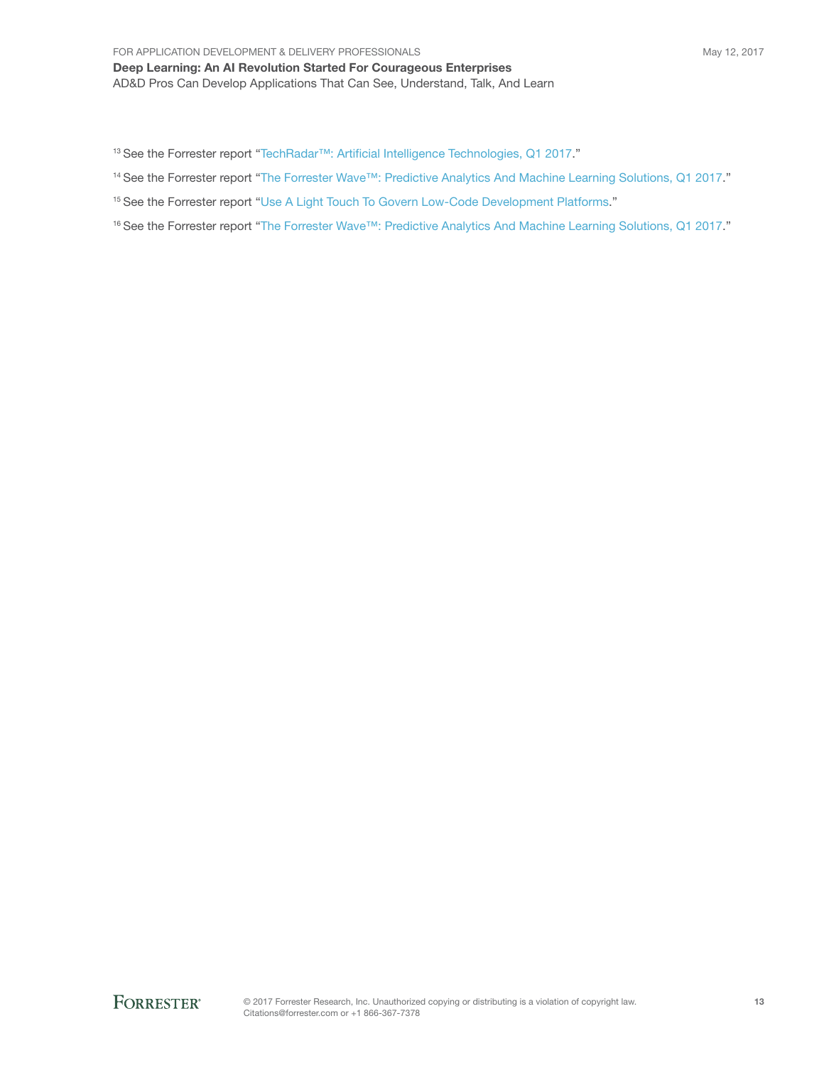[13] See the Forrester report "TechRadar™: Artificial Intelligence Technologies, Q1 2017."

[14] See the Forrester report "The Forrester Wave™: Predictive Analytics And Machine Learning Solutions, Q1 2017."

[15] See the Forrester report "Use A Light Touch To Govern Low-Code Development Platforms."

[16] See the Forrester report "The Forrester Wave™: Predictive Analytics And Machine Learning Solutions, Q1 2017."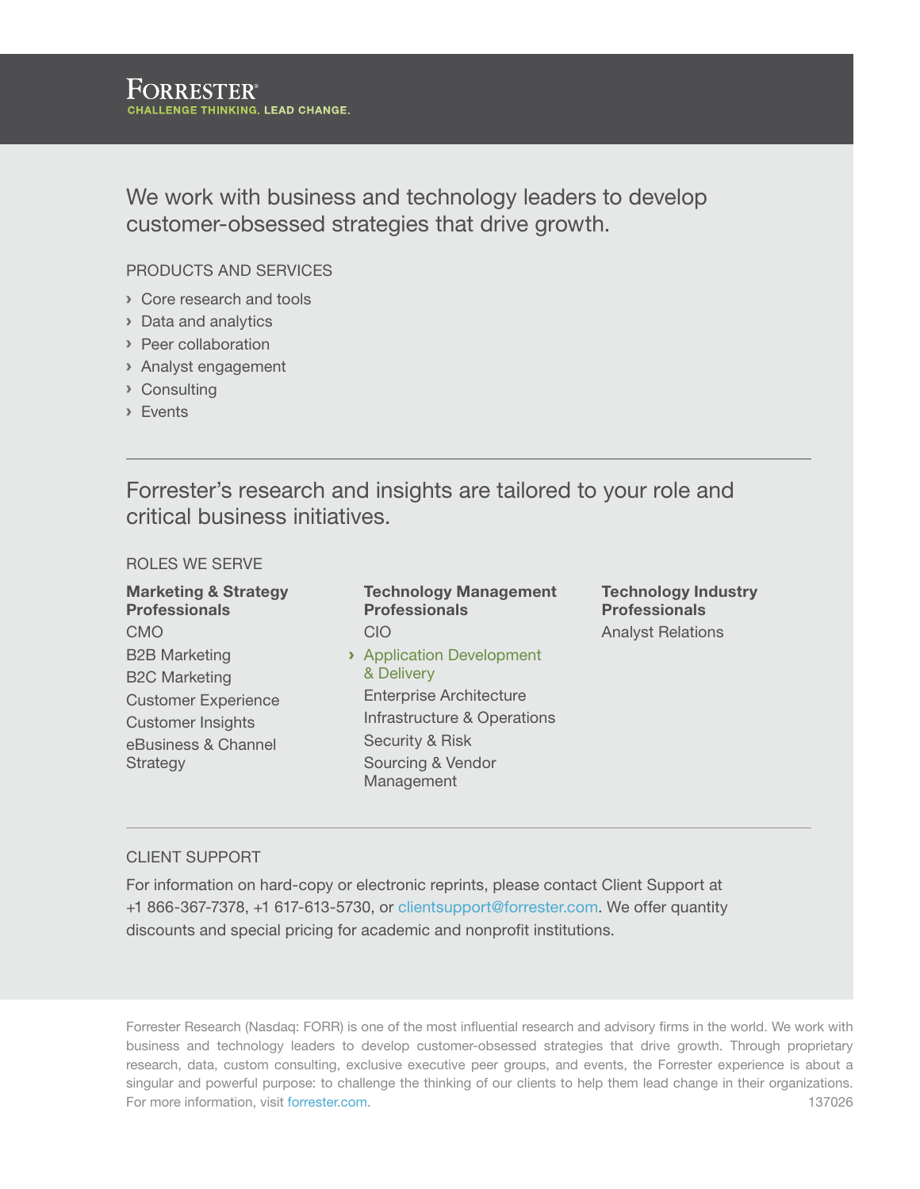FORRESTER®
CHALLENGE THINKING. LEAD CHANGE.

## We work with business and technology leaders to develop customer-obsessed strategies that drive growth.

PRODUCTS AND SERVICES

- Core research and tools
- Data and analytics
- Peer collaboration
- Analyst engagement
- Consulting
- Events

---

## Forrester's research and insights are tailored to your role and critical business initiatives.

ROLES WE SERVE

**Marketing & Strategy Professionals**
CMO
B2B Marketing
B2C Marketing
Customer Experience
Customer Insights
eBusiness & Channel Strategy

**Technology Management Professionals**
CIO
› Application Development & Delivery
Enterprise Architecture
Infrastructure & Operations
Security & Risk
Sourcing & Vendor Management

**Technology Industry Professionals**
Analyst Relations

---

CLIENT SUPPORT

For information on hard-copy or electronic reprints, please contact Client Support at +1 866-367-7378, +1 617-613-5730, or clientsupport@forrester.com. We offer quantity discounts and special pricing for academic and nonprofit institutions.

Forrester Research (Nasdaq: FORR) is one of the most influential research and advisory firms in the world. We work with business and technology leaders to develop customer-obsessed strategies that drive growth. Through proprietary research, data, custom consulting, exclusive executive peer groups, and events, the Forrester experience is about a singular and powerful purpose: to challenge the thinking of our clients to help them lead change in their organizations. For more information, visit forrester.com. 137026